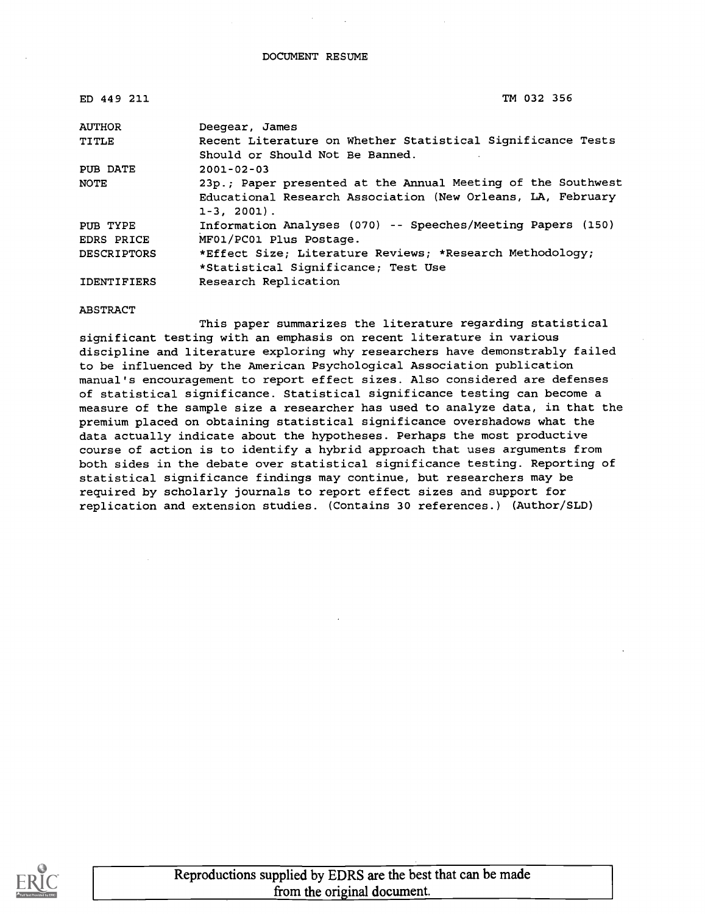DOCUMENT RESUME

| ED 449 211 | TM 032 356 |
|---|---|
| AUTHOR | Deegear, James |
| TITLE | Recent Literature on Whether Statistical Significance Tests Should or Should Not Be Banned. |
| PUB DATE | 2001-02-03 |
| NOTE | 23p.; Paper presented at the Annual Meeting of the Southwest Educational Research Association (New Orleans, LA, February 1-3, 2001). |
| PUB TYPE | Information Analyses (070) -- Speeches/Meeting Papers (150) |
| EDRS PRICE | MF01/PC01 Plus Postage. |
| DESCRIPTORS | *Effect Size; Literature Reviews; *Research Methodology; *Statistical Significance; Test Use |
| IDENTIFIERS | Research Replication |

ABSTRACT

This paper summarizes the literature regarding statistical significant testing with an emphasis on recent literature in various discipline and literature exploring why researchers have demonstrably failed to be influenced by the American Psychological Association publication manual's encouragement to report effect sizes. Also considered are defenses of statistical significance. Statistical significance testing can become a measure of the sample size a researcher has used to analyze data, in that the premium placed on obtaining statistical significance overshadows what the data actually indicate about the hypotheses. Perhaps the most productive course of action is to identify a hybrid approach that uses arguments from both sides in the debate over statistical significance testing. Reporting of statistical significance findings may continue, but researchers may be required by scholarly journals to report effect sizes and support for replication and extension studies. (Contains 30 references.) (Author/SLD)

Reproductions supplied by EDRS are the best that can be made from the original document.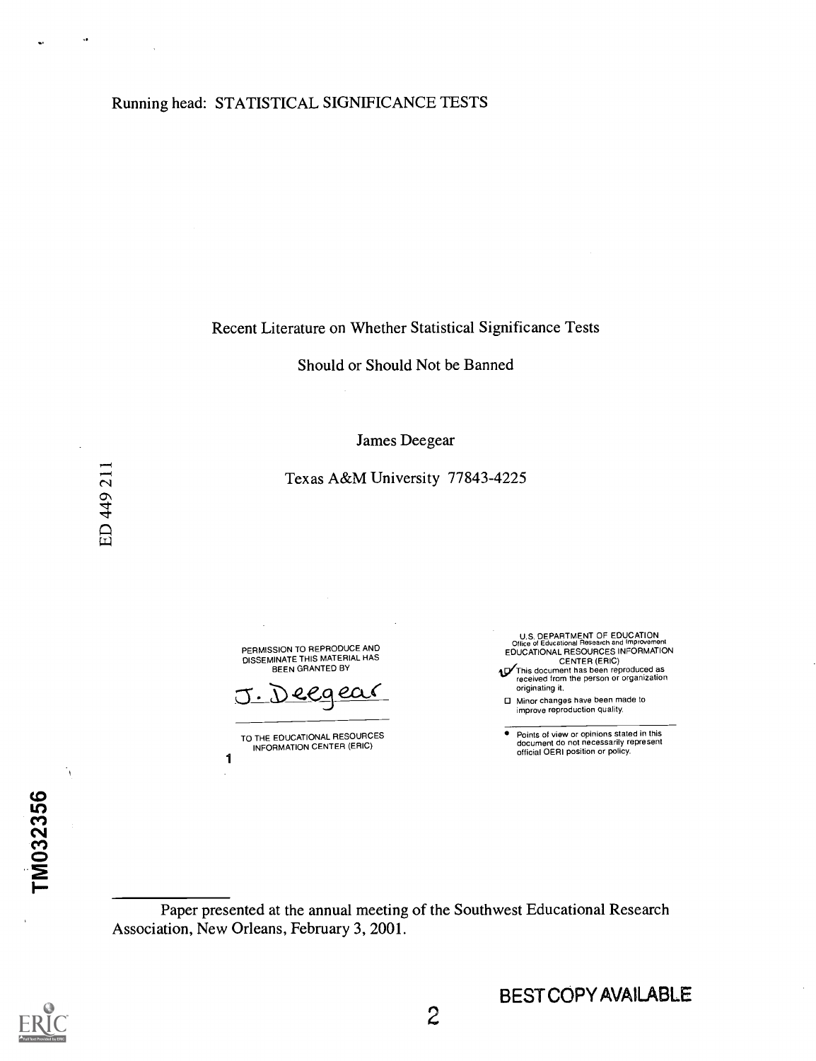Running head: STATISTICAL SIGNIFICANCE TESTS

Recent Literature on Whether Statistical Significance Tests

Should or Should Not be Banned

James Deegear

Texas A&M University 77843-4225

ED 449 211

PERMISSION TO REPRODUCE AND DISSEMINATE THIS MATERIAL HAS BEEN GRANTED BY

J. Deegear

TO THE EDUCATIONAL RESOURCES INFORMATION CENTER (ERIC)

U.S. DEPARTMENT OF EDUCATION
Office of Educational Research and Improvement
EDUCATIONAL RESOURCES INFORMATION CENTER (ERIC)

- ☑ This document has been reproduced as received from the person or organization originating it.
- ☐ Minor changes have been made to improve reproduction quality.

- Points of view or opinions stated in this document do not necessarily represent official OERI position or policy.

TM032356

Paper presented at the annual meeting of the Southwest Educational Research Association, New Orleans, February 3, 2001.

BEST COPY AVAILABLE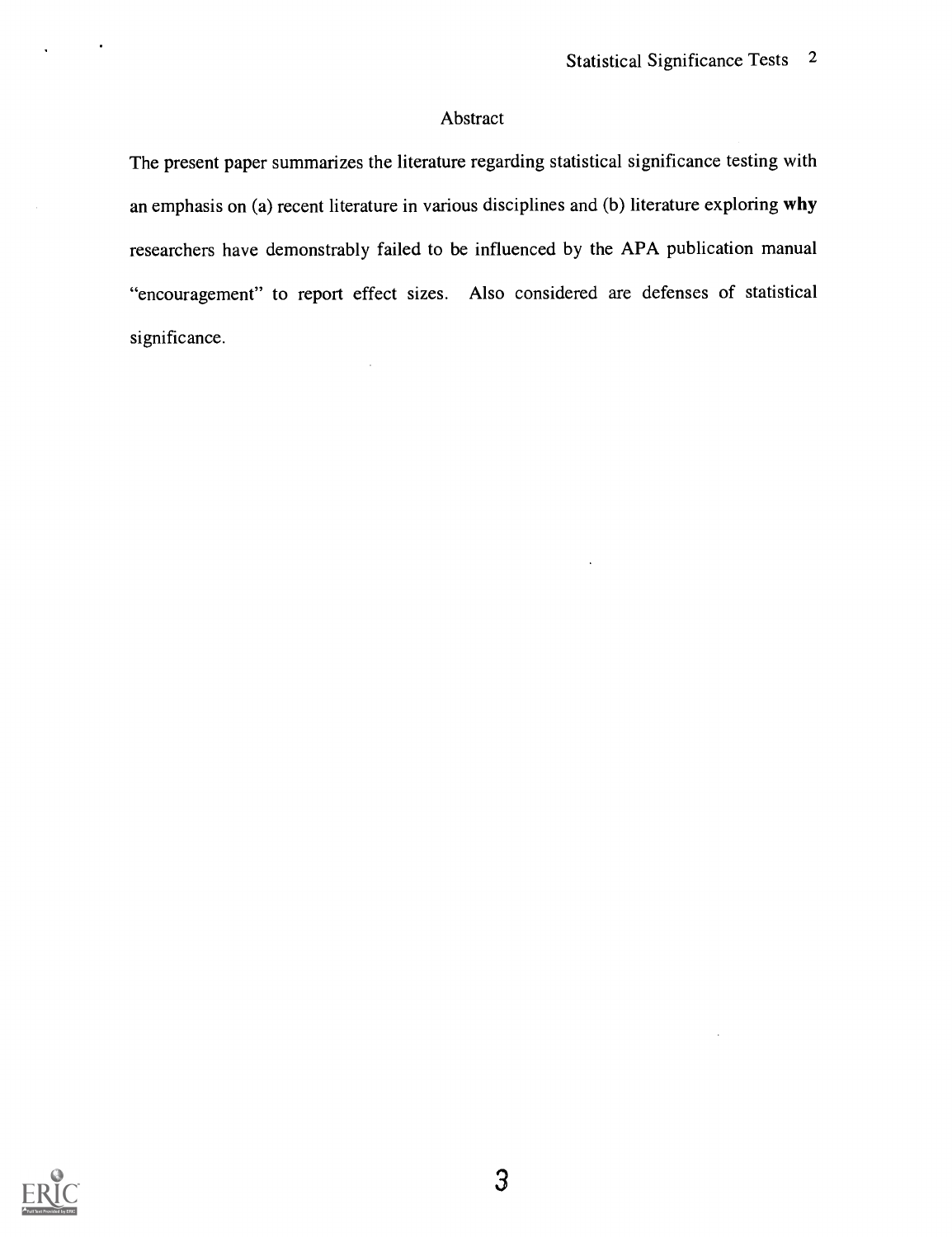## Abstract

The present paper summarizes the literature regarding statistical significance testing with an emphasis on (a) recent literature in various disciplines and (b) literature exploring **why** researchers have demonstrably failed to be influenced by the APA publication manual "encouragement" to report effect sizes. Also considered are defenses of statistical significance.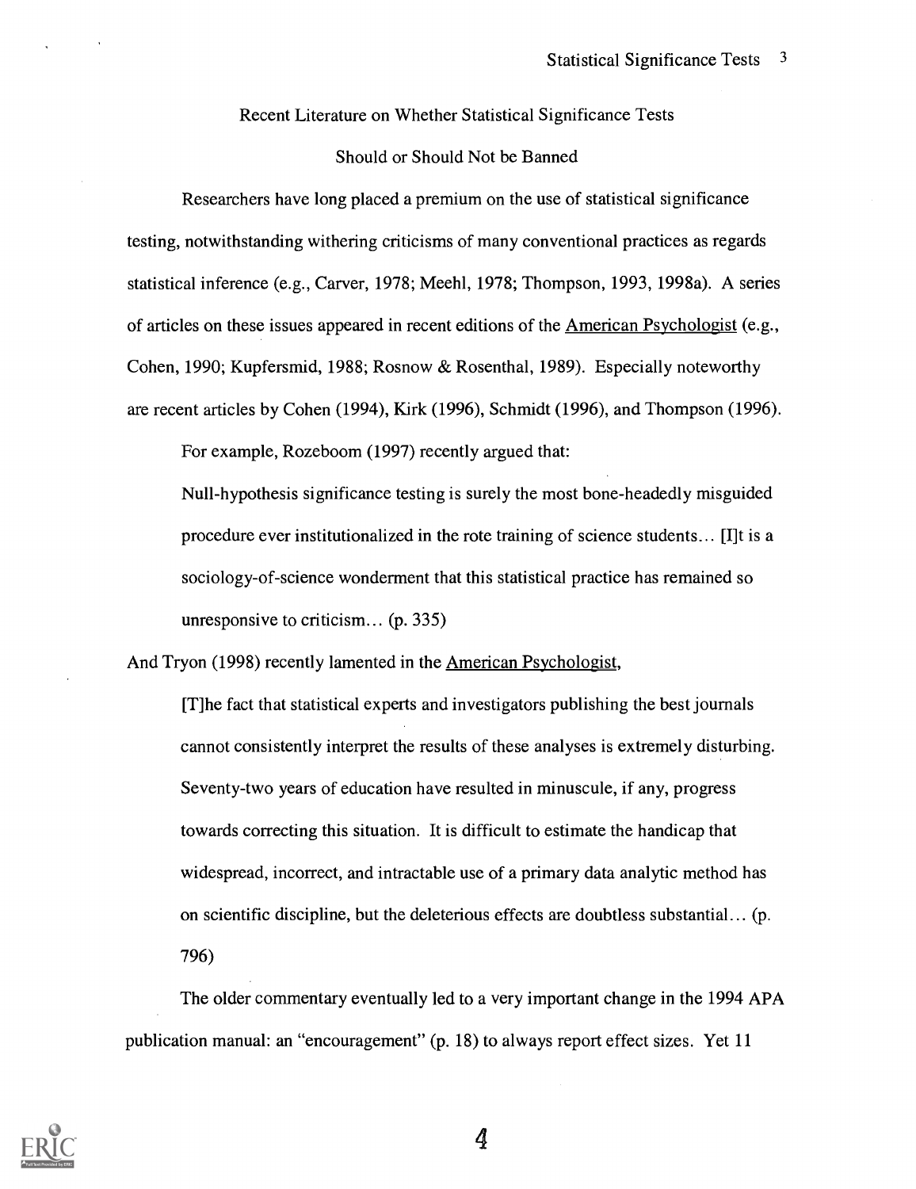## Recent Literature on Whether Statistical Significance Tests Should or Should Not be Banned

Researchers have long placed a premium on the use of statistical significance testing, notwithstanding withering criticisms of many conventional practices as regards statistical inference (e.g., Carver, 1978; Meehl, 1978; Thompson, 1993, 1998a). A series of articles on these issues appeared in recent editions of the American Psychologist (e.g., Cohen, 1990; Kupfersmid, 1988; Rosnow & Rosenthal, 1989). Especially noteworthy are recent articles by Cohen (1994), Kirk (1996), Schmidt (1996), and Thompson (1996).

For example, Rozeboom (1997) recently argued that:

> Null-hypothesis significance testing is surely the most bone-headedly misguided procedure ever institutionalized in the rote training of science students... [I]t is a sociology-of-science wonderment that this statistical practice has remained so unresponsive to criticism... (p. 335)

And Tryon (1998) recently lamented in the American Psychologist,

> [T]he fact that statistical experts and investigators publishing the best journals cannot consistently interpret the results of these analyses is extremely disturbing. Seventy-two years of education have resulted in minuscule, if any, progress towards correcting this situation. It is difficult to estimate the handicap that widespread, incorrect, and intractable use of a primary data analytic method has on scientific discipline, but the deleterious effects are doubtless substantial... (p. 796)

The older commentary eventually led to a very important change in the 1994 APA publication manual: an "encouragement" (p. 18) to always report effect sizes. Yet 11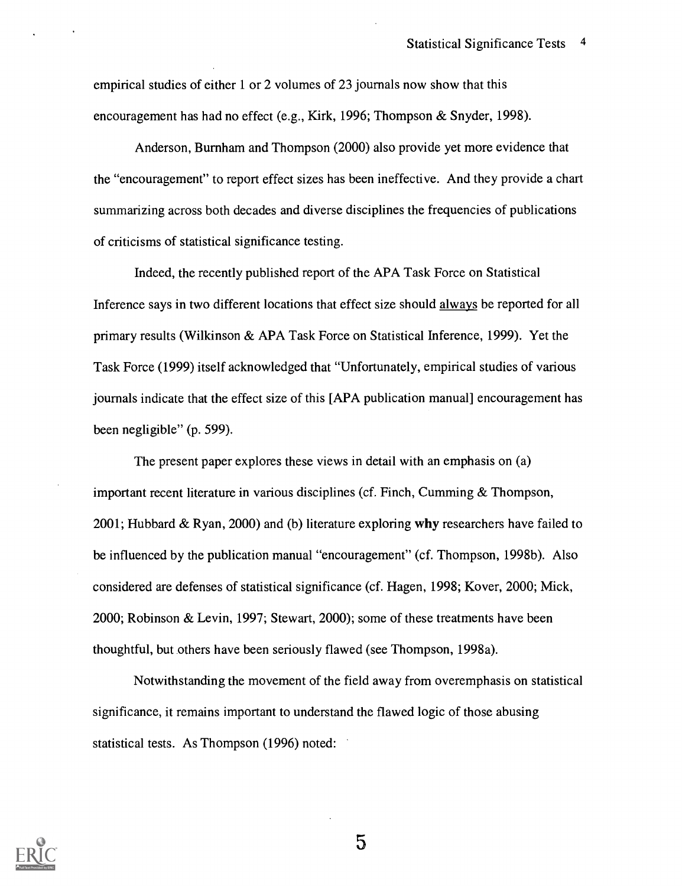empirical studies of either 1 or 2 volumes of 23 journals now show that this encouragement has had no effect (e.g., Kirk, 1996; Thompson & Snyder, 1998).

Anderson, Burnham and Thompson (2000) also provide yet more evidence that the "encouragement" to report effect sizes has been ineffective. And they provide a chart summarizing across both decades and diverse disciplines the frequencies of publications of criticisms of statistical significance testing.

Indeed, the recently published report of the APA Task Force on Statistical Inference says in two different locations that effect size should <u>always</u> be reported for all primary results (Wilkinson & APA Task Force on Statistical Inference, 1999). Yet the Task Force (1999) itself acknowledged that "Unfortunately, empirical studies of various journals indicate that the effect size of this [APA publication manual] encouragement has been negligible" (p. 599).

The present paper explores these views in detail with an emphasis on (a) important recent literature in various disciplines (cf. Finch, Cumming & Thompson, 2001; Hubbard & Ryan, 2000) and (b) literature exploring **why** researchers have failed to be influenced by the publication manual "encouragement" (cf. Thompson, 1998b). Also considered are defenses of statistical significance (cf. Hagen, 1998; Kover, 2000; Mick, 2000; Robinson & Levin, 1997; Stewart, 2000); some of these treatments have been thoughtful, but others have been seriously flawed (see Thompson, 1998a).

Notwithstanding the movement of the field away from overemphasis on statistical significance, it remains important to understand the flawed logic of those abusing statistical tests. As Thompson (1996) noted: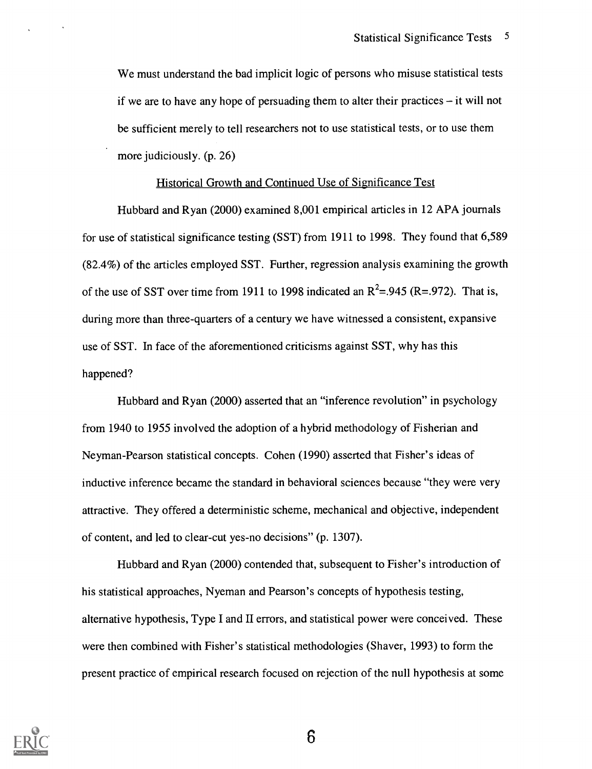We must understand the bad implicit logic of persons who misuse statistical tests if we are to have any hope of persuading them to alter their practices – it will not be sufficient merely to tell researchers not to use statistical tests, or to use them more judiciously. (p. 26)

## Historical Growth and Continued Use of Significance Test

Hubbard and Ryan (2000) examined 8,001 empirical articles in 12 APA journals for use of statistical significance testing (SST) from 1911 to 1998. They found that 6,589 (82.4%) of the articles employed SST. Further, regression analysis examining the growth of the use of SST over time from 1911 to 1998 indicated an $R^2$=.945 (R=.972). That is, during more than three-quarters of a century we have witnessed a consistent, expansive use of SST. In face of the aforementioned criticisms against SST, why has this happened?

Hubbard and Ryan (2000) asserted that an "inference revolution" in psychology from 1940 to 1955 involved the adoption of a hybrid methodology of Fisherian and Neyman-Pearson statistical concepts. Cohen (1990) asserted that Fisher's ideas of inductive inference became the standard in behavioral sciences because "they were very attractive. They offered a deterministic scheme, mechanical and objective, independent of content, and led to clear-cut yes-no decisions" (p. 1307).

Hubbard and Ryan (2000) contended that, subsequent to Fisher's introduction of his statistical approaches, Nyeman and Pearson's concepts of hypothesis testing, alternative hypothesis, Type I and II errors, and statistical power were conceived. These were then combined with Fisher's statistical methodologies (Shaver, 1993) to form the present practice of empirical research focused on rejection of the null hypothesis at some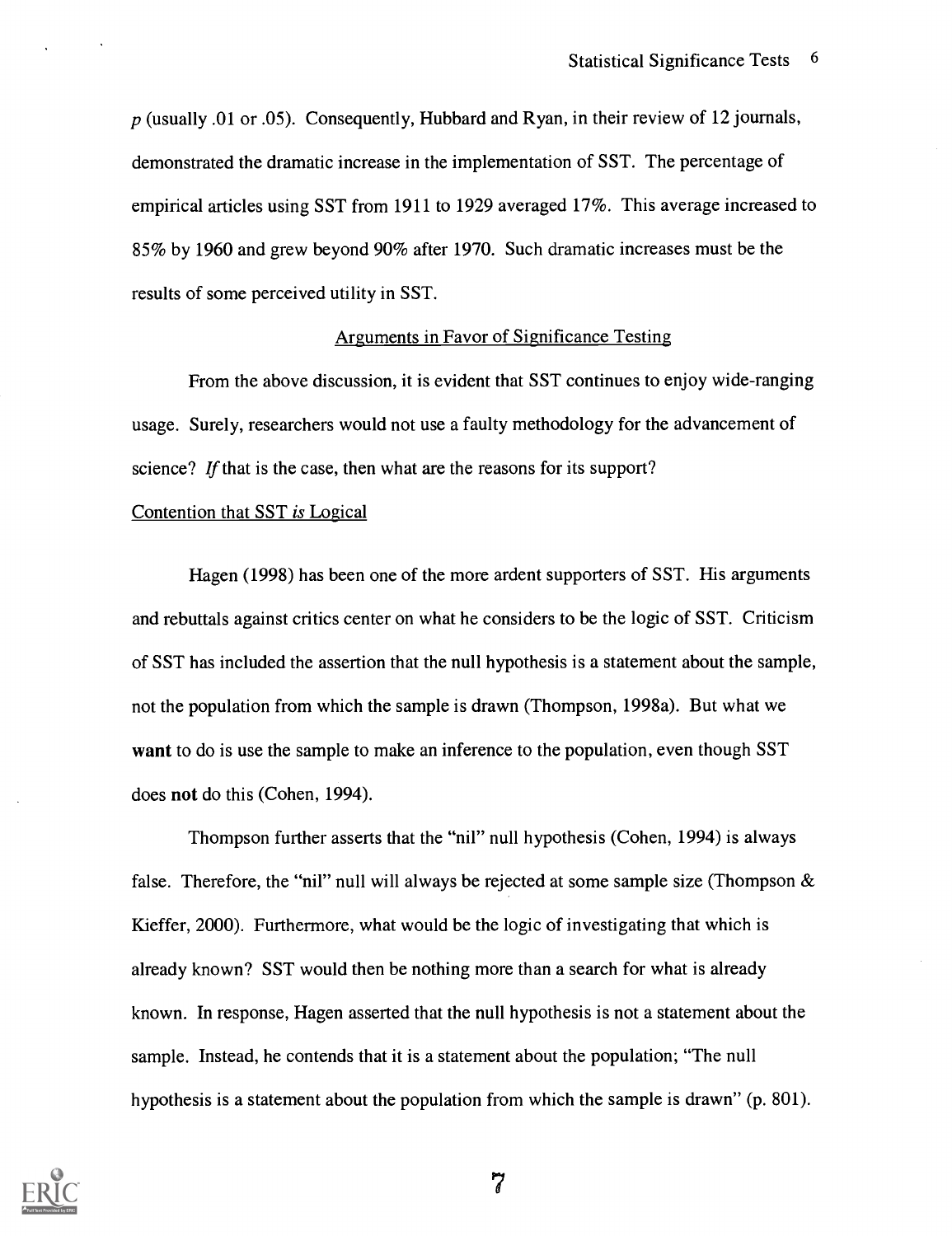$p$ (usually .01 or .05). Consequently, Hubbard and Ryan, in their review of 12 journals, demonstrated the dramatic increase in the implementation of SST. The percentage of empirical articles using SST from 1911 to 1929 averaged 17%. This average increased to 85% by 1960 and grew beyond 90% after 1970. Such dramatic increases must be the results of some perceived utility in SST.

## Arguments in Favor of Significance Testing

From the above discussion, it is evident that SST continues to enjoy wide-ranging usage. Surely, researchers would not use a faulty methodology for the advancement of science? *If* that is the case, then what are the reasons for its support?

### Contention that SST *is* Logical

Hagen (1998) has been one of the more ardent supporters of SST. His arguments and rebuttals against critics center on what he considers to be the logic of SST. Criticism of SST has included the assertion that the null hypothesis is a statement about the sample, not the population from which the sample is drawn (Thompson, 1998a). But what we **want** to do is use the sample to make an inference to the population, even though SST does **not** do this (Cohen, 1994).

Thompson further asserts that the "nil" null hypothesis (Cohen, 1994) is always false. Therefore, the "nil" null will always be rejected at some sample size (Thompson & Kieffer, 2000). Furthermore, what would be the logic of investigating that which is already known? SST would then be nothing more than a search for what is already known. In response, Hagen asserted that the null hypothesis is not a statement about the sample. Instead, he contends that it is a statement about the population; "The null hypothesis is a statement about the population from which the sample is drawn" (p. 801).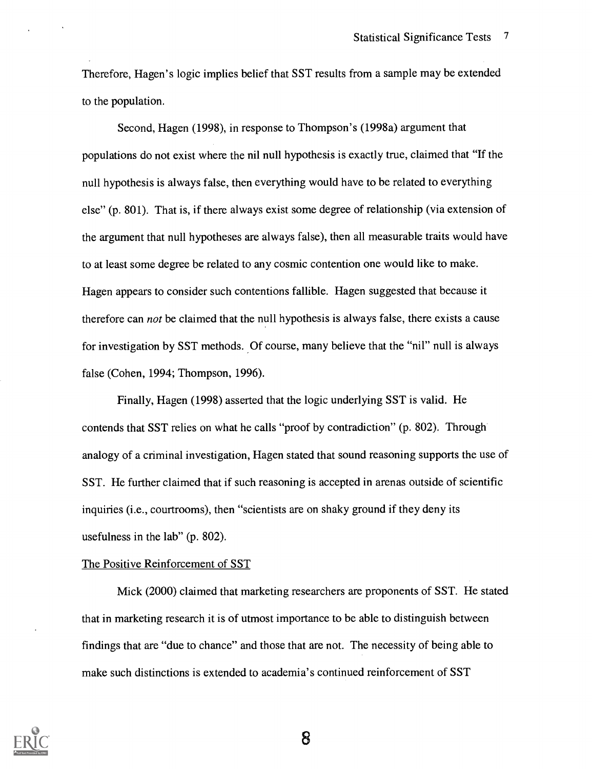Therefore, Hagen's logic implies belief that SST results from a sample may be extended to the population.

Second, Hagen (1998), in response to Thompson's (1998a) argument that populations do not exist where the nil null hypothesis is exactly true, claimed that "If the null hypothesis is always false, then everything would have to be related to everything else" (p. 801). That is, if there always exist some degree of relationship (via extension of the argument that null hypotheses are always false), then all measurable traits would have to at least some degree be related to any cosmic contention one would like to make. Hagen appears to consider such contentions fallible. Hagen suggested that because it therefore can *not* be claimed that the null hypothesis is always false, there exists a cause for investigation by SST methods. Of course, many believe that the "nil" null is always false (Cohen, 1994; Thompson, 1996).

Finally, Hagen (1998) asserted that the logic underlying SST is valid. He contends that SST relies on what he calls "proof by contradiction" (p. 802). Through analogy of a criminal investigation, Hagen stated that sound reasoning supports the use of SST. He further claimed that if such reasoning is accepted in arenas outside of scientific inquiries (i.e., courtrooms), then "scientists are on shaky ground if they deny its usefulness in the lab" (p. 802).

### The Positive Reinforcement of SST

Mick (2000) claimed that marketing researchers are proponents of SST. He stated that in marketing research it is of utmost importance to be able to distinguish between findings that are "due to chance" and those that are not. The necessity of being able to make such distinctions is extended to academia's continued reinforcement of SST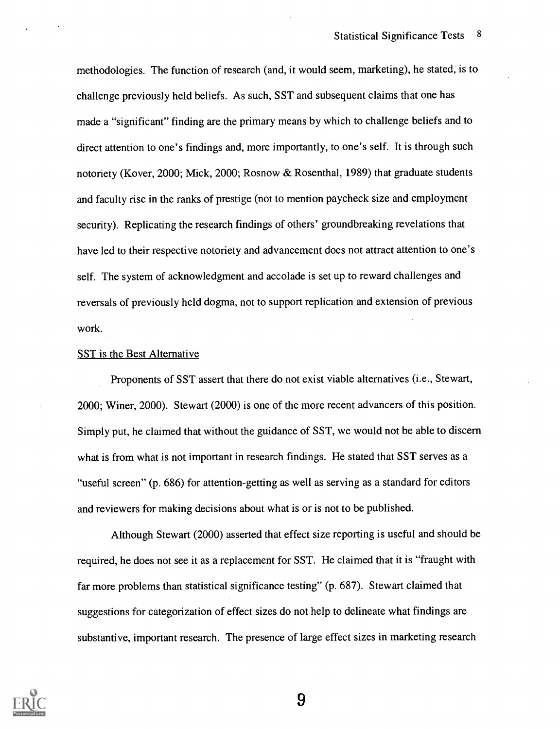methodologies. The function of research (and, it would seem, marketing), he stated, is to challenge previously held beliefs. As such, SST and subsequent claims that one has made a "significant" finding are the primary means by which to challenge beliefs and to direct attention to one's findings and, more importantly, to one's self. It is through such notoriety (Kover, 2000; Mick, 2000; Rosnow & Rosenthal, 1989) that graduate students and faculty rise in the ranks of prestige (not to mention paycheck size and employment security). Replicating the research findings of others' groundbreaking revelations that have led to their respective notoriety and advancement does not attract attention to one's self. The system of acknowledgment and accolade is set up to reward challenges and reversals of previously held dogma, not to support replication and extension of previous work.

SST is the Best Alternative

Proponents of SST assert that there do not exist viable alternatives (i.e., Stewart, 2000; Winer, 2000). Stewart (2000) is one of the more recent advancers of this position. Simply put, he claimed that without the guidance of SST, we would not be able to discern what is from what is not important in research findings. He stated that SST serves as a "useful screen" (p. 686) for attention-getting as well as serving as a standard for editors and reviewers for making decisions about what is or is not to be published.

Although Stewart (2000) asserted that effect size reporting is useful and should be required, he does not see it as a replacement for SST. He claimed that it is "fraught with far more problems than statistical significance testing" (p. 687). Stewart claimed that suggestions for categorization of effect sizes do not help to delineate what findings are substantive, important research. The presence of large effect sizes in marketing research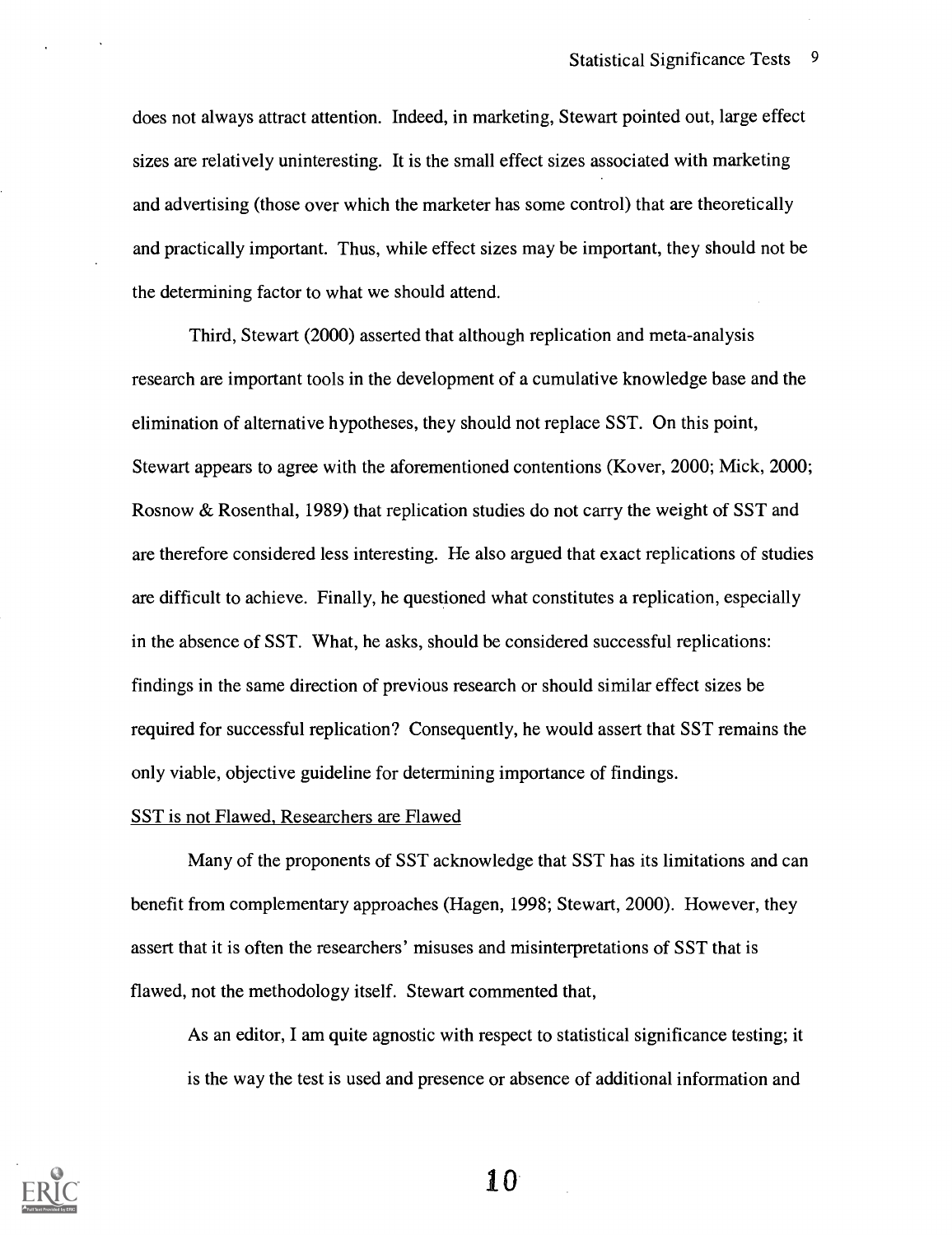does not always attract attention. Indeed, in marketing, Stewart pointed out, large effect sizes are relatively uninteresting. It is the small effect sizes associated with marketing and advertising (those over which the marketer has some control) that are theoretically and practically important. Thus, while effect sizes may be important, they should not be the determining factor to what we should attend.

Third, Stewart (2000) asserted that although replication and meta-analysis research are important tools in the development of a cumulative knowledge base and the elimination of alternative hypotheses, they should not replace SST. On this point, Stewart appears to agree with the aforementioned contentions (Kover, 2000; Mick, 2000; Rosnow & Rosenthal, 1989) that replication studies do not carry the weight of SST and are therefore considered less interesting. He also argued that exact replications of studies are difficult to achieve. Finally, he questioned what constitutes a replication, especially in the absence of SST. What, he asks, should be considered successful replications: findings in the same direction of previous research or should similar effect sizes be required for successful replication? Consequently, he would assert that SST remains the only viable, objective guideline for determining importance of findings.

## SST is not Flawed, Researchers are Flawed

Many of the proponents of SST acknowledge that SST has its limitations and can benefit from complementary approaches (Hagen, 1998; Stewart, 2000). However, they assert that it is often the researchers' misuses and misinterpretations of SST that is flawed, not the methodology itself. Stewart commented that,

> As an editor, I am quite agnostic with respect to statistical significance testing; it is the way the test is used and presence or absence of additional information and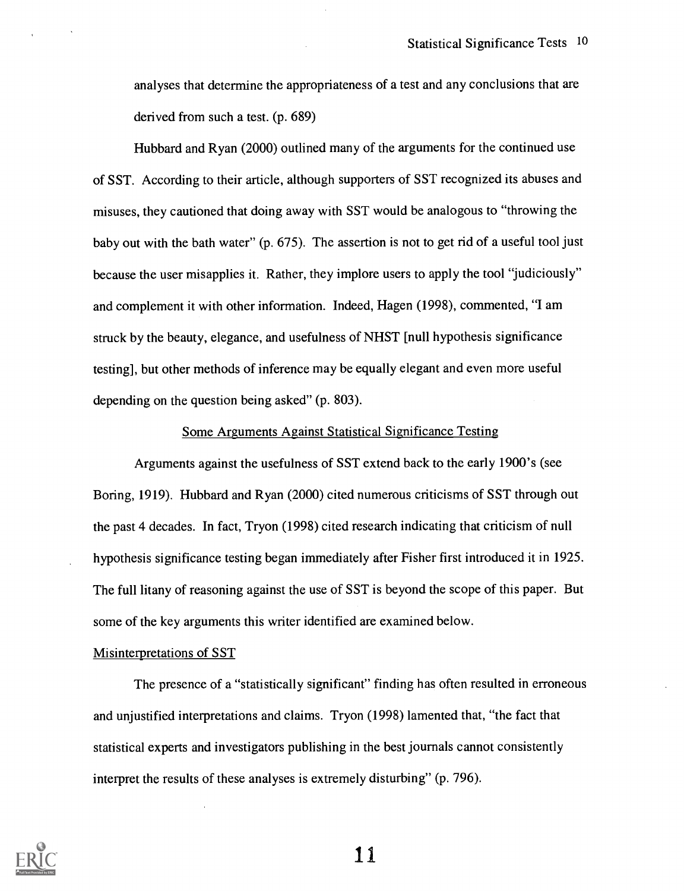analyses that determine the appropriateness of a test and any conclusions that are derived from such a test. (p. 689)

Hubbard and Ryan (2000) outlined many of the arguments for the continued use of SST. According to their article, although supporters of SST recognized its abuses and misuses, they cautioned that doing away with SST would be analogous to "throwing the baby out with the bath water" (p. 675). The assertion is not to get rid of a useful tool just because the user misapplies it. Rather, they implore users to apply the tool "judiciously" and complement it with other information. Indeed, Hagen (1998), commented, "I am struck by the beauty, elegance, and usefulness of NHST [null hypothesis significance testing], but other methods of inference may be equally elegant and even more useful depending on the question being asked" (p. 803).

## Some Arguments Against Statistical Significance Testing

Arguments against the usefulness of SST extend back to the early 1900's (see Boring, 1919). Hubbard and Ryan (2000) cited numerous criticisms of SST through out the past 4 decades. In fact, Tryon (1998) cited research indicating that criticism of null hypothesis significance testing began immediately after Fisher first introduced it in 1925. The full litany of reasoning against the use of SST is beyond the scope of this paper. But some of the key arguments this writer identified are examined below.

### Misinterpretations of SST

The presence of a "statistically significant" finding has often resulted in erroneous and unjustified interpretations and claims. Tryon (1998) lamented that, "the fact that statistical experts and investigators publishing in the best journals cannot consistently interpret the results of these analyses is extremely disturbing" (p. 796).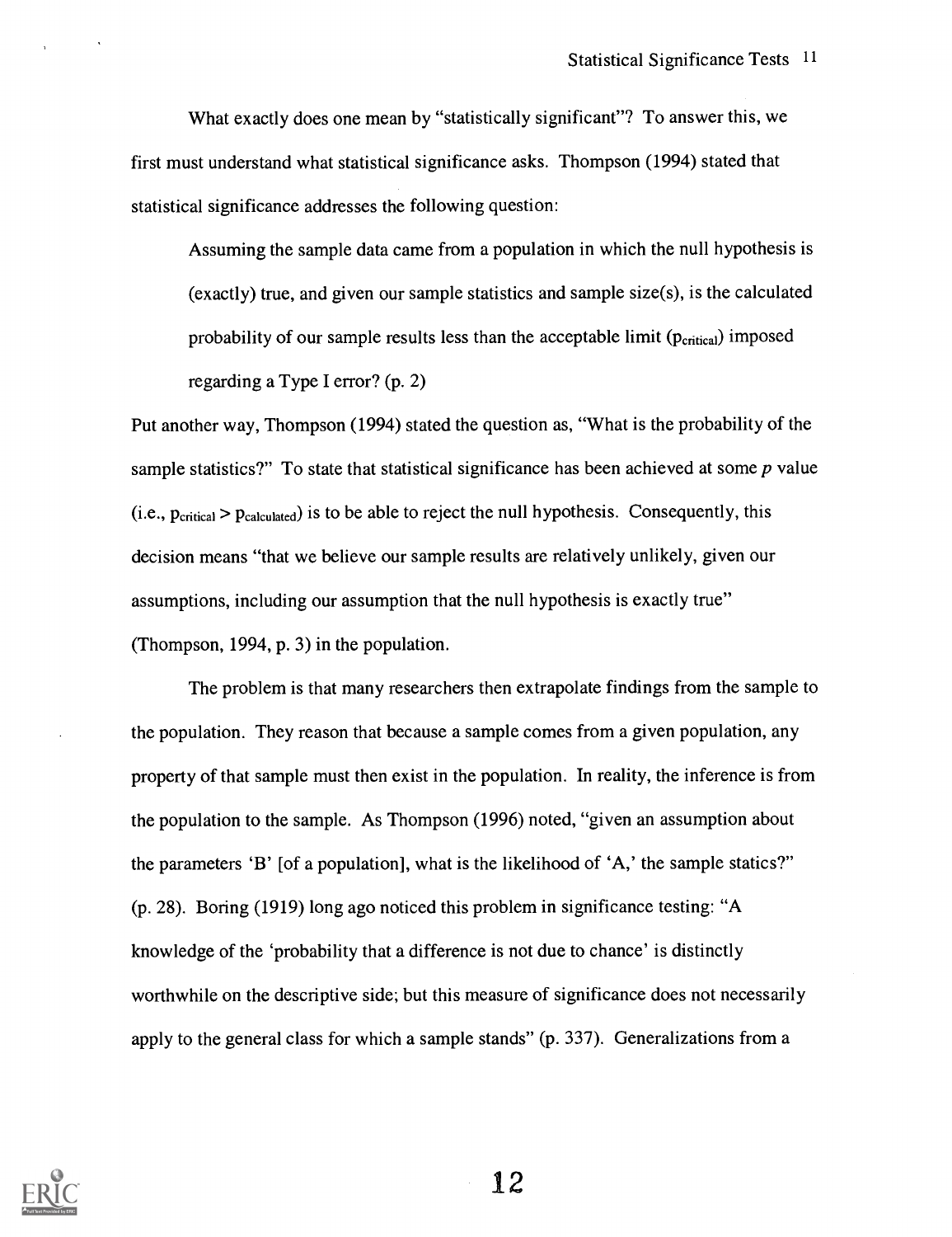What exactly does one mean by "statistically significant"? To answer this, we first must understand what statistical significance asks. Thompson (1994) stated that statistical significance addresses the following question:

> Assuming the sample data came from a population in which the null hypothesis is (exactly) true, and given our sample statistics and sample size(s), is the calculated probability of our sample results less than the acceptable limit ($p_{critical}$) imposed regarding a Type I error? (p. 2)

Put another way, Thompson (1994) stated the question as, "What is the probability of the sample statistics?" To state that statistical significance has been achieved at some *p* value (i.e., $p_{critical} > p_{calculated}$) is to be able to reject the null hypothesis. Consequently, this decision means "that we believe our sample results are relatively unlikely, given our assumptions, including our assumption that the null hypothesis is exactly true" (Thompson, 1994, p. 3) in the population.

The problem is that many researchers then extrapolate findings from the sample to the population. They reason that because a sample comes from a given population, any property of that sample must then exist in the population. In reality, the inference is from the population to the sample. As Thompson (1996) noted, "given an assumption about the parameters 'B' [of a population], what is the likelihood of 'A,' the sample statics?" (p. 28). Boring (1919) long ago noticed this problem in significance testing: "A knowledge of the 'probability that a difference is not due to chance' is distinctly worthwhile on the descriptive side; but this measure of significance does not necessarily apply to the general class for which a sample stands" (p. 337). Generalizations from a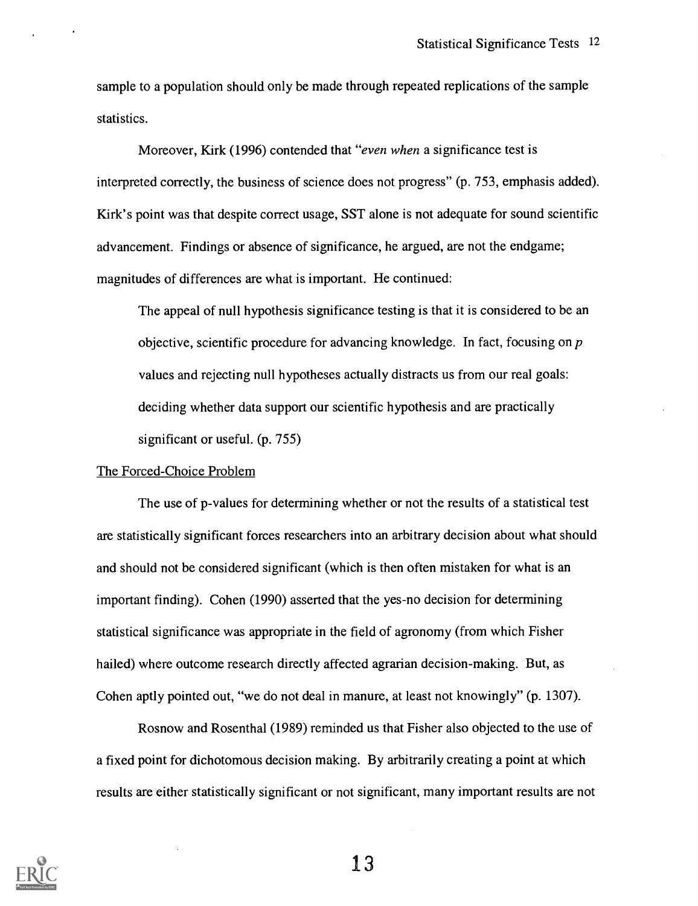sample to a population should only be made through repeated replications of the sample statistics.

Moreover, Kirk (1996) contended that "*even when* a significance test is interpreted correctly, the business of science does not progress" (p. 753, emphasis added). Kirk's point was that despite correct usage, SST alone is not adequate for sound scientific advancement. Findings or absence of significance, he argued, are not the endgame; magnitudes of differences are what is important. He continued:

> The appeal of null hypothesis significance testing is that it is considered to be an objective, scientific procedure for advancing knowledge. In fact, focusing on $p$ values and rejecting null hypotheses actually distracts us from our real goals: deciding whether data support our scientific hypothesis and are practically significant or useful. (p. 755)

<u>The Forced-Choice Problem</u>

The use of p-values for determining whether or not the results of a statistical test are statistically significant forces researchers into an arbitrary decision about what should and should not be considered significant (which is then often mistaken for what is an important finding). Cohen (1990) asserted that the yes-no decision for determining statistical significance was appropriate in the field of agronomy (from which Fisher hailed) where outcome research directly affected agrarian decision-making. But, as Cohen aptly pointed out, "we do not deal in manure, at least not knowingly" (p. 1307).

Rosnow and Rosenthal (1989) reminded us that Fisher also objected to the use of a fixed point for dichotomous decision making. By arbitrarily creating a point at which results are either statistically significant or not significant, many important results are not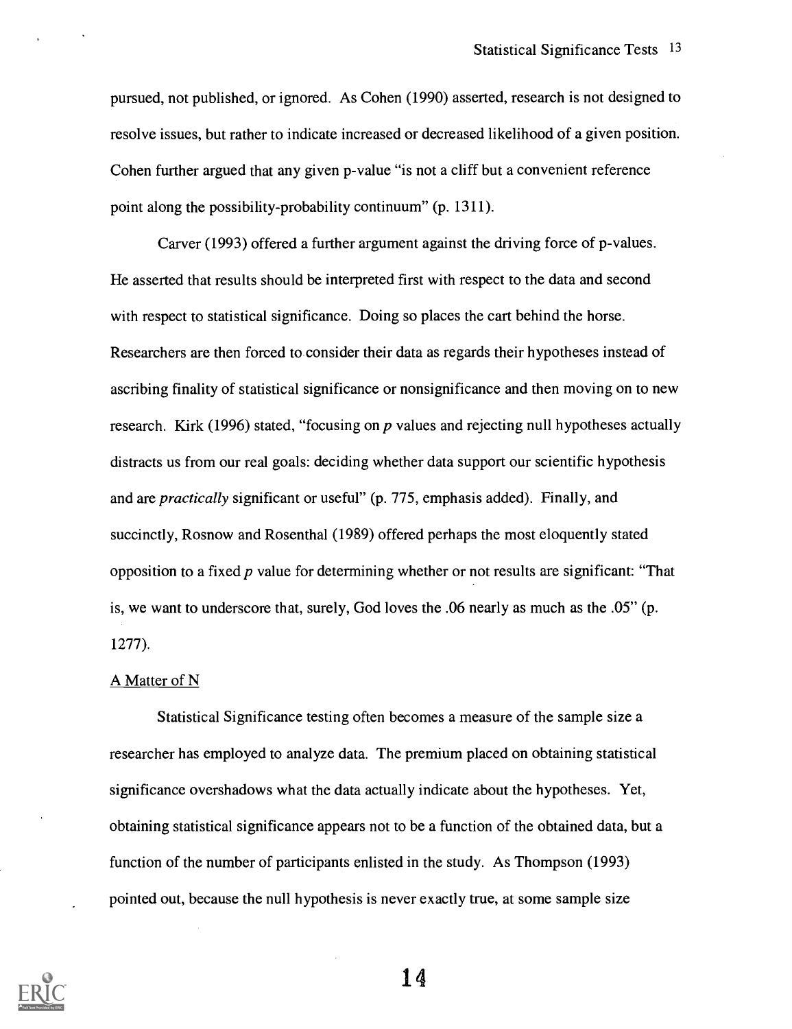pursued, not published, or ignored. As Cohen (1990) asserted, research is not designed to resolve issues, but rather to indicate increased or decreased likelihood of a given position. Cohen further argued that any given p-value "is not a cliff but a convenient reference point along the possibility-probability continuum" (p. 1311).

Carver (1993) offered a further argument against the driving force of p-values. He asserted that results should be interpreted first with respect to the data and second with respect to statistical significance. Doing so places the cart behind the horse. Researchers are then forced to consider their data as regards their hypotheses instead of ascribing finality of statistical significance or nonsignificance and then moving on to new research. Kirk (1996) stated, "focusing on $p$ values and rejecting null hypotheses actually distracts us from our real goals: deciding whether data support our scientific hypothesis and are *practically* significant or useful" (p. 775, emphasis added). Finally, and succinctly, Rosnow and Rosenthal (1989) offered perhaps the most eloquently stated opposition to a fixed $p$ value for determining whether or not results are significant: "That is, we want to underscore that, surely, God loves the .06 nearly as much as the .05" (p. 1277).

<u>A Matter of N</u>

Statistical Significance testing often becomes a measure of the sample size a researcher has employed to analyze data. The premium placed on obtaining statistical significance overshadows what the data actually indicate about the hypotheses. Yet, obtaining statistical significance appears not to be a function of the obtained data, but a function of the number of participants enlisted in the study. As Thompson (1993) pointed out, because the null hypothesis is never exactly true, at some sample size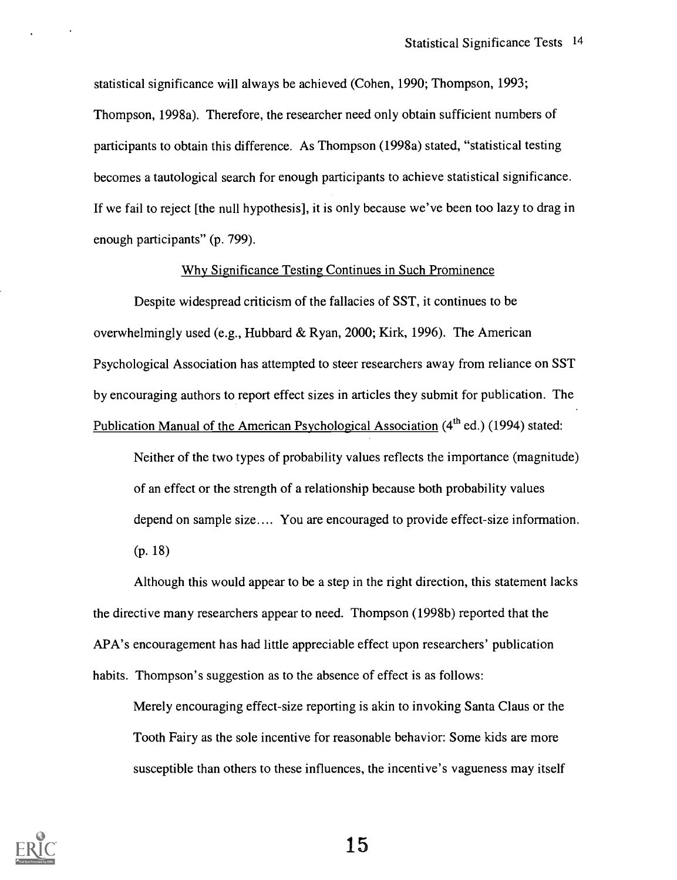statistical significance will always be achieved (Cohen, 1990; Thompson, 1993; Thompson, 1998a). Therefore, the researcher need only obtain sufficient numbers of participants to obtain this difference. As Thompson (1998a) stated, "statistical testing becomes a tautological search for enough participants to achieve statistical significance. If we fail to reject [the null hypothesis], it is only because we've been too lazy to drag in enough participants" (p. 799).

## Why Significance Testing Continues in Such Prominence

Despite widespread criticism of the fallacies of SST, it continues to be overwhelmingly used (e.g., Hubbard & Ryan, 2000; Kirk, 1996). The American Psychological Association has attempted to steer researchers away from reliance on SST by encouraging authors to report effect sizes in articles they submit for publication. The Publication Manual of the American Psychological Association (4th ed.) (1994) stated:

> Neither of the two types of probability values reflects the importance (magnitude) of an effect or the strength of a relationship because both probability values depend on sample size.... You are encouraged to provide effect-size information. (p. 18)

Although this would appear to be a step in the right direction, this statement lacks the directive many researchers appear to need. Thompson (1998b) reported that the APA's encouragement has had little appreciable effect upon researchers' publication habits. Thompson's suggestion as to the absence of effect is as follows:

> Merely encouraging effect-size reporting is akin to invoking Santa Claus or the Tooth Fairy as the sole incentive for reasonable behavior: Some kids are more susceptible than others to these influences, the incentive's vagueness may itself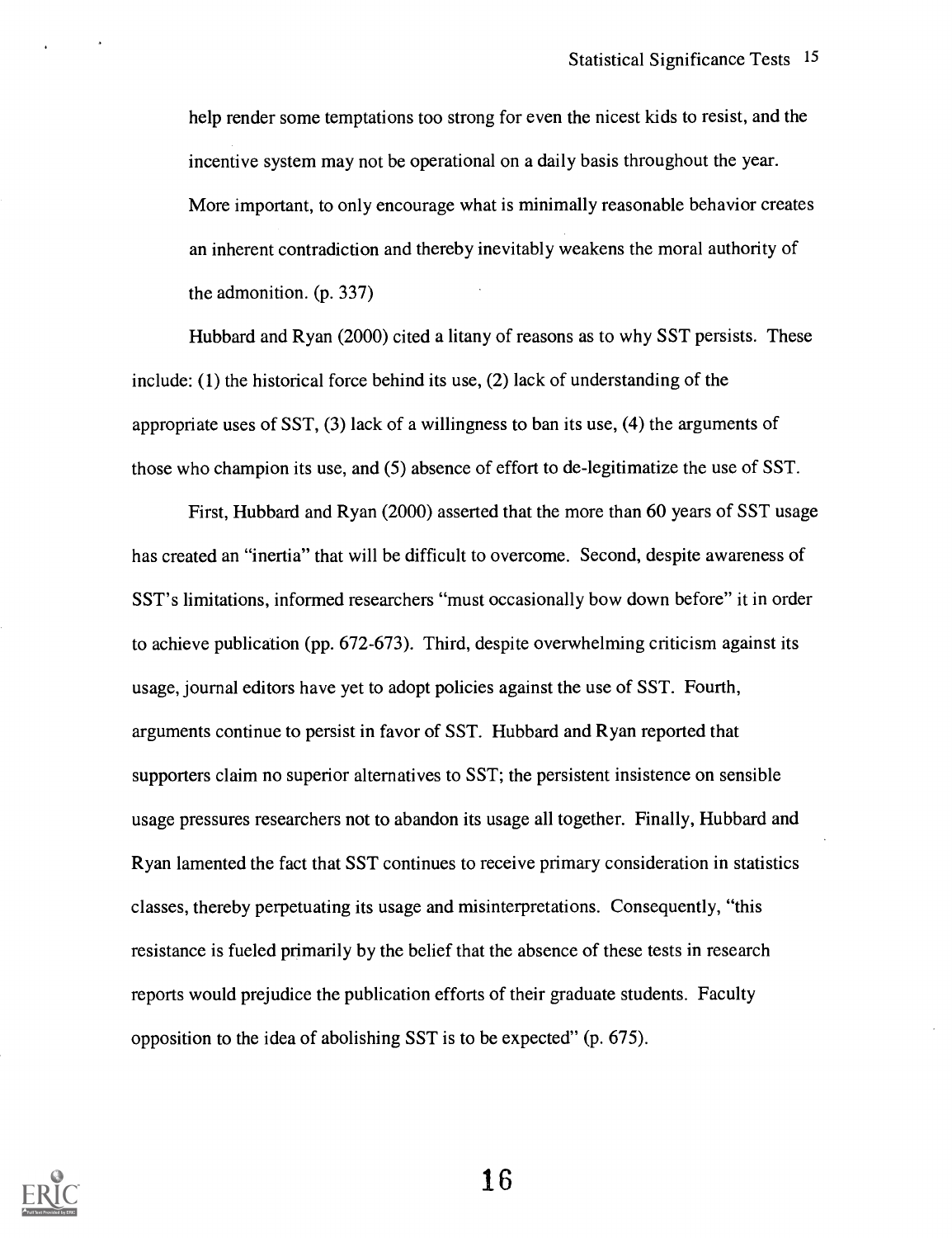> help render some temptations too strong for even the nicest kids to resist, and the incentive system may not be operational on a daily basis throughout the year. More important, to only encourage what is minimally reasonable behavior creates an inherent contradiction and thereby inevitably weakens the moral authority of the admonition. (p. 337)

Hubbard and Ryan (2000) cited a litany of reasons as to why SST persists. These include: (1) the historical force behind its use, (2) lack of understanding of the appropriate uses of SST, (3) lack of a willingness to ban its use, (4) the arguments of those who champion its use, and (5) absence of effort to de-legitimatize the use of SST.

First, Hubbard and Ryan (2000) asserted that the more than 60 years of SST usage has created an "inertia" that will be difficult to overcome. Second, despite awareness of SST's limitations, informed researchers "must occasionally bow down before" it in order to achieve publication (pp. 672-673). Third, despite overwhelming criticism against its usage, journal editors have yet to adopt policies against the use of SST. Fourth, arguments continue to persist in favor of SST. Hubbard and Ryan reported that supporters claim no superior alternatives to SST; the persistent insistence on sensible usage pressures researchers not to abandon its usage all together. Finally, Hubbard and Ryan lamented the fact that SST continues to receive primary consideration in statistics classes, thereby perpetuating its usage and misinterpretations. Consequently, "this resistance is fueled primarily by the belief that the absence of these tests in research reports would prejudice the publication efforts of their graduate students. Faculty opposition to the idea of abolishing SST is to be expected" (p. 675).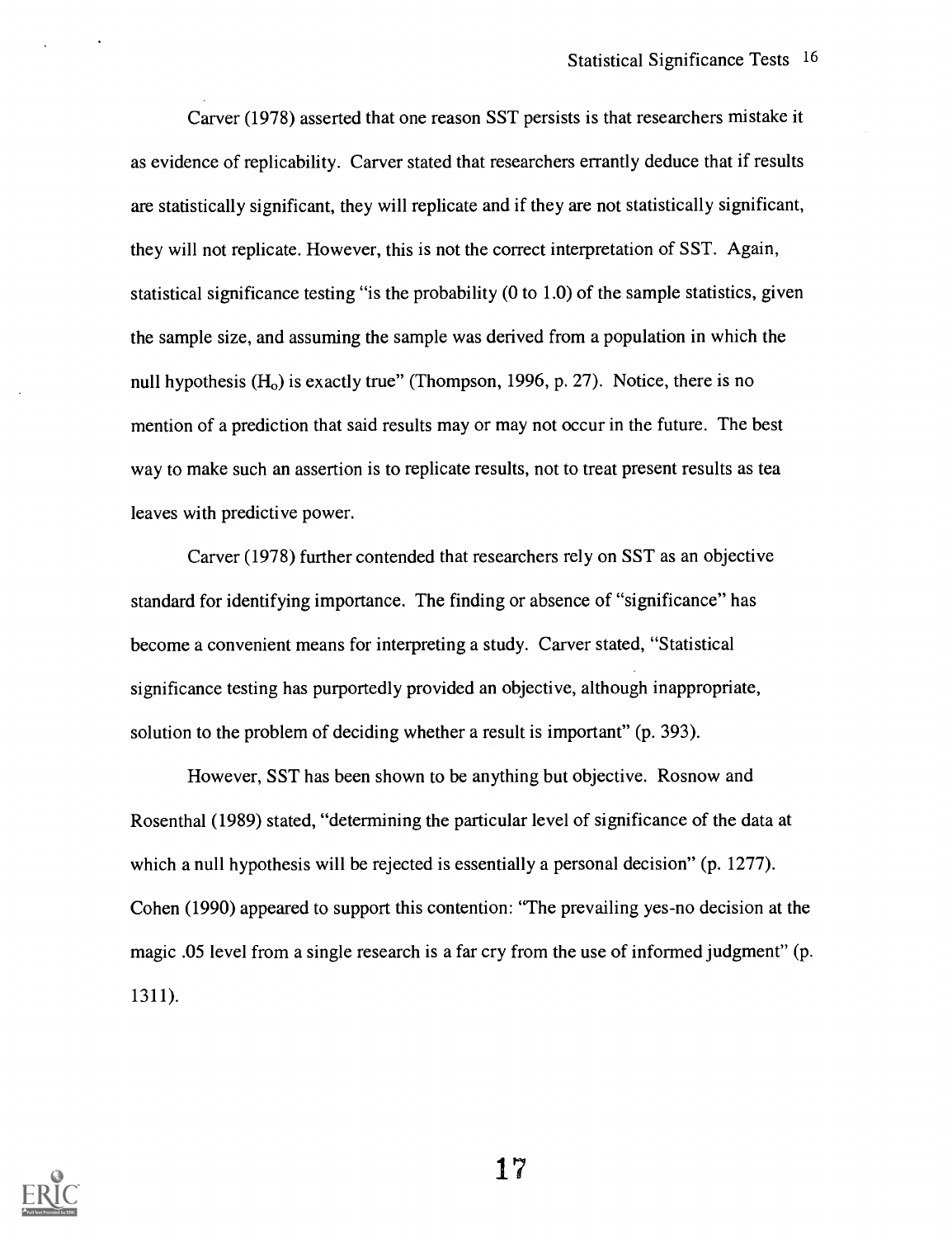Carver (1978) asserted that one reason SST persists is that researchers mistake it as evidence of replicability. Carver stated that researchers errantly deduce that if results are statistically significant, they will replicate and if they are not statistically significant, they will not replicate. However, this is not the correct interpretation of SST. Again, statistical significance testing "is the probability (0 to 1.0) of the sample statistics, given the sample size, and assuming the sample was derived from a population in which the null hypothesis ($H_o$) is exactly true" (Thompson, 1996, p. 27). Notice, there is no mention of a prediction that said results may or may not occur in the future. The best way to make such an assertion is to replicate results, not to treat present results as tea leaves with predictive power.

Carver (1978) further contended that researchers rely on SST as an objective standard for identifying importance. The finding or absence of "significance" has become a convenient means for interpreting a study. Carver stated, "Statistical significance testing has purportedly provided an objective, although inappropriate, solution to the problem of deciding whether a result is important" (p. 393).

However, SST has been shown to be anything but objective. Rosnow and Rosenthal (1989) stated, "determining the particular level of significance of the data at which a null hypothesis will be rejected is essentially a personal decision" (p. 1277). Cohen (1990) appeared to support this contention: "The prevailing yes-no decision at the magic .05 level from a single research is a far cry from the use of informed judgment" (p. 1311).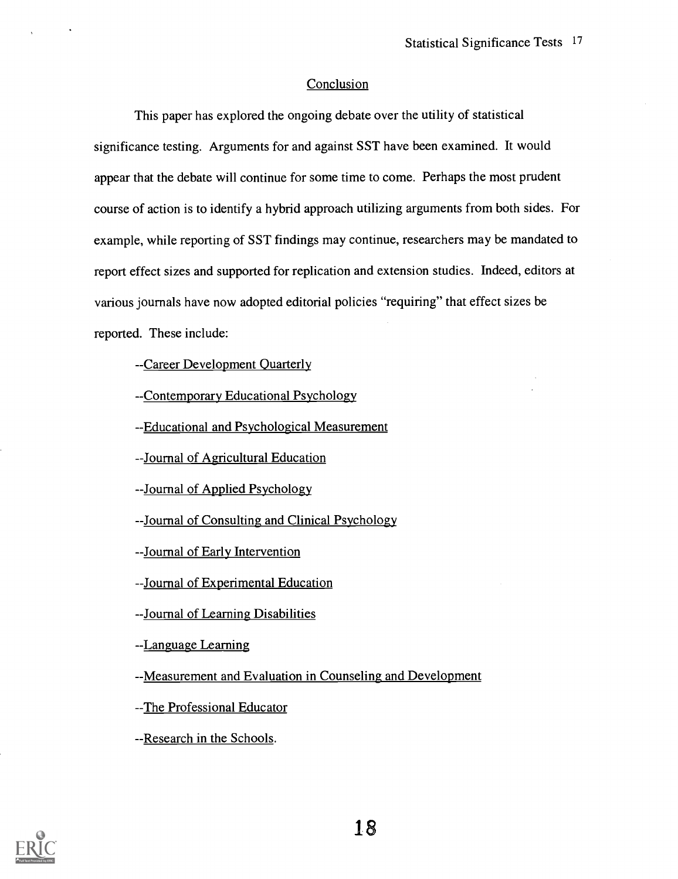## Conclusion

This paper has explored the ongoing debate over the utility of statistical significance testing. Arguments for and against SST have been examined. It would appear that the debate will continue for some time to come. Perhaps the most prudent course of action is to identify a hybrid approach utilizing arguments from both sides. For example, while reporting of SST findings may continue, researchers may be mandated to report effect sizes and supported for replication and extension studies. Indeed, editors at various journals have now adopted editorial policies "requiring" that effect sizes be reported. These include:

--Career Development Quarterly

--Contemporary Educational Psychology

--Educational and Psychological Measurement

--Journal of Agricultural Education

--Journal of Applied Psychology

--Journal of Consulting and Clinical Psychology

--Journal of Early Intervention

--Journal of Experimental Education

--Journal of Learning Disabilities

--Language Learning

--Measurement and Evaluation in Counseling and Development

--The Professional Educator

--Research in the Schools.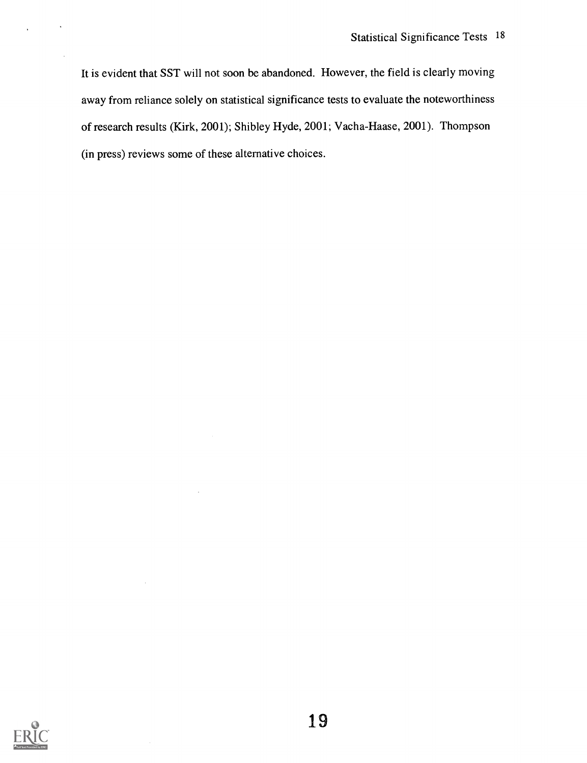It is evident that SST will not soon be abandoned. However, the field is clearly moving away from reliance solely on statistical significance tests to evaluate the noteworthiness of research results (Kirk, 2001); Shibley Hyde, 2001; Vacha-Haase, 2001). Thompson (in press) reviews some of these alternative choices.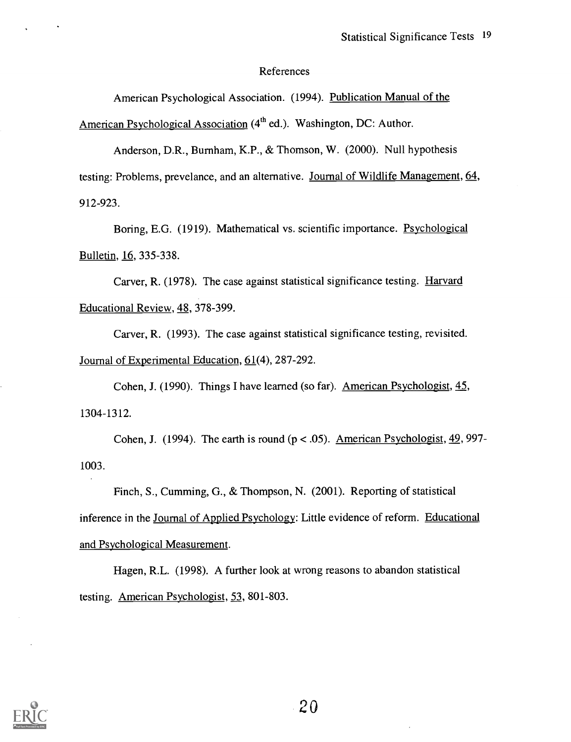# References

American Psychological Association. (1994). Publication Manual of the American Psychological Association (4th ed.). Washington, DC: Author.

Anderson, D.R., Burnham, K.P., & Thomson, W. (2000). Null hypothesis testing: Problems, prevelance, and an alternative. Journal of Wildlife Management, 64, 912-923.

Boring, E.G. (1919). Mathematical vs. scientific importance. Psychological Bulletin, 16, 335-338.

Carver, R. (1978). The case against statistical significance testing. Harvard Educational Review, 48, 378-399.

Carver, R. (1993). The case against statistical significance testing, revisited. Journal of Experimental Education, 61(4), 287-292.

Cohen, J. (1990). Things I have learned (so far). American Psychologist, 45, 1304-1312.

Cohen, J. (1994). The earth is round ($p < .05$). American Psychologist, 49, 997-1003.

Finch, S., Cumming, G., & Thompson, N. (2001). Reporting of statistical inference in the Journal of Applied Psychology: Little evidence of reform. Educational and Psychological Measurement.

Hagen, R.L. (1998). A further look at wrong reasons to abandon statistical testing. American Psychologist, 53, 801-803.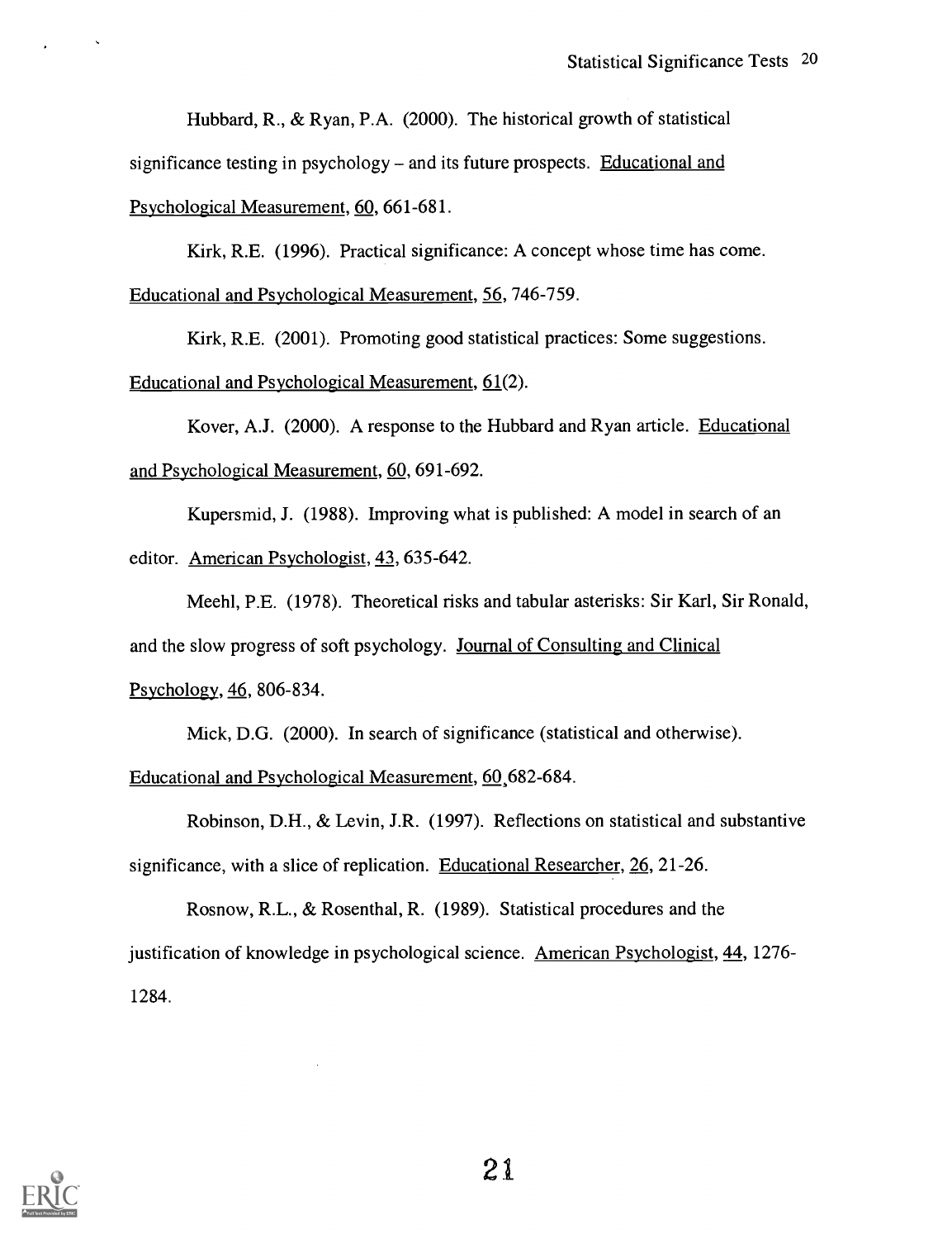Hubbard, R., & Ryan, P.A. (2000). The historical growth of statistical significance testing in psychology – and its future prospects. Educational and Psychological Measurement, 60, 661-681.

Kirk, R.E. (1996). Practical significance: A concept whose time has come. Educational and Psychological Measurement, 56, 746-759.

Kirk, R.E. (2001). Promoting good statistical practices: Some suggestions. Educational and Psychological Measurement, 61(2).

Kover, A.J. (2000). A response to the Hubbard and Ryan article. Educational and Psychological Measurement, 60, 691-692.

Kupersmid, J. (1988). Improving what is published: A model in search of an editor. American Psychologist, 43, 635-642.

Meehl, P.E. (1978). Theoretical risks and tabular asterisks: Sir Karl, Sir Ronald, and the slow progress of soft psychology. Journal of Consulting and Clinical Psychology, 46, 806-834.

Mick, D.G. (2000). In search of significance (statistical and otherwise). Educational and Psychological Measurement, 60,682-684.

Robinson, D.H., & Levin, J.R. (1997). Reflections on statistical and substantive significance, with a slice of replication. Educational Researcher, 26, 21-26.

Rosnow, R.L., & Rosenthal, R. (1989). Statistical procedures and the justification of knowledge in psychological science. American Psychologist, 44, 1276-1284.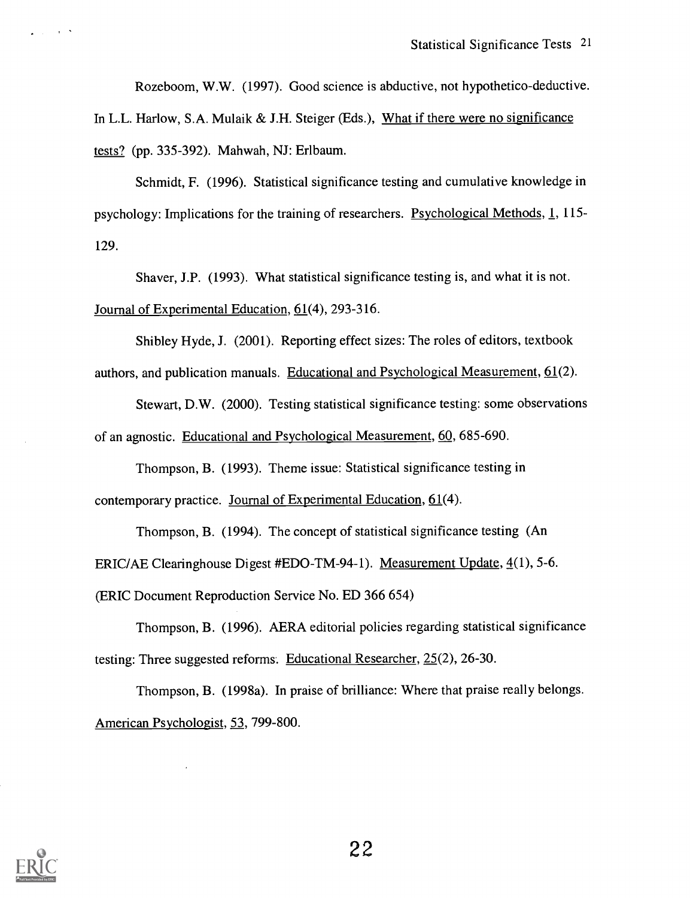Rozeboom, W.W. (1997). Good science is abductive, not hypothetico-deductive. In L.L. Harlow, S.A. Mulaik & J.H. Steiger (Eds.), What if there were no significance tests? (pp. 335-392). Mahwah, NJ: Erlbaum.

Schmidt, F. (1996). Statistical significance testing and cumulative knowledge in psychology: Implications for the training of researchers. Psychological Methods, 1, 115-129.

Shaver, J.P. (1993). What statistical significance testing is, and what it is not. Journal of Experimental Education, 61(4), 293-316.

Shibley Hyde, J. (2001). Reporting effect sizes: The roles of editors, textbook authors, and publication manuals. Educational and Psychological Measurement, 61(2).

Stewart, D.W. (2000). Testing statistical significance testing: some observations of an agnostic. Educational and Psychological Measurement, 60, 685-690.

Thompson, B. (1993). Theme issue: Statistical significance testing in contemporary practice. Journal of Experimental Education, 61(4).

Thompson, B. (1994). The concept of statistical significance testing (An ERIC/AE Clearinghouse Digest #EDO-TM-94-1). Measurement Update, 4(1), 5-6. (ERIC Document Reproduction Service No. ED 366 654)

Thompson, B. (1996). AERA editorial policies regarding statistical significance testing: Three suggested reforms. Educational Researcher, 25(2), 26-30.

Thompson, B. (1998a). In praise of brilliance: Where that praise really belongs. American Psychologist, 53, 799-800.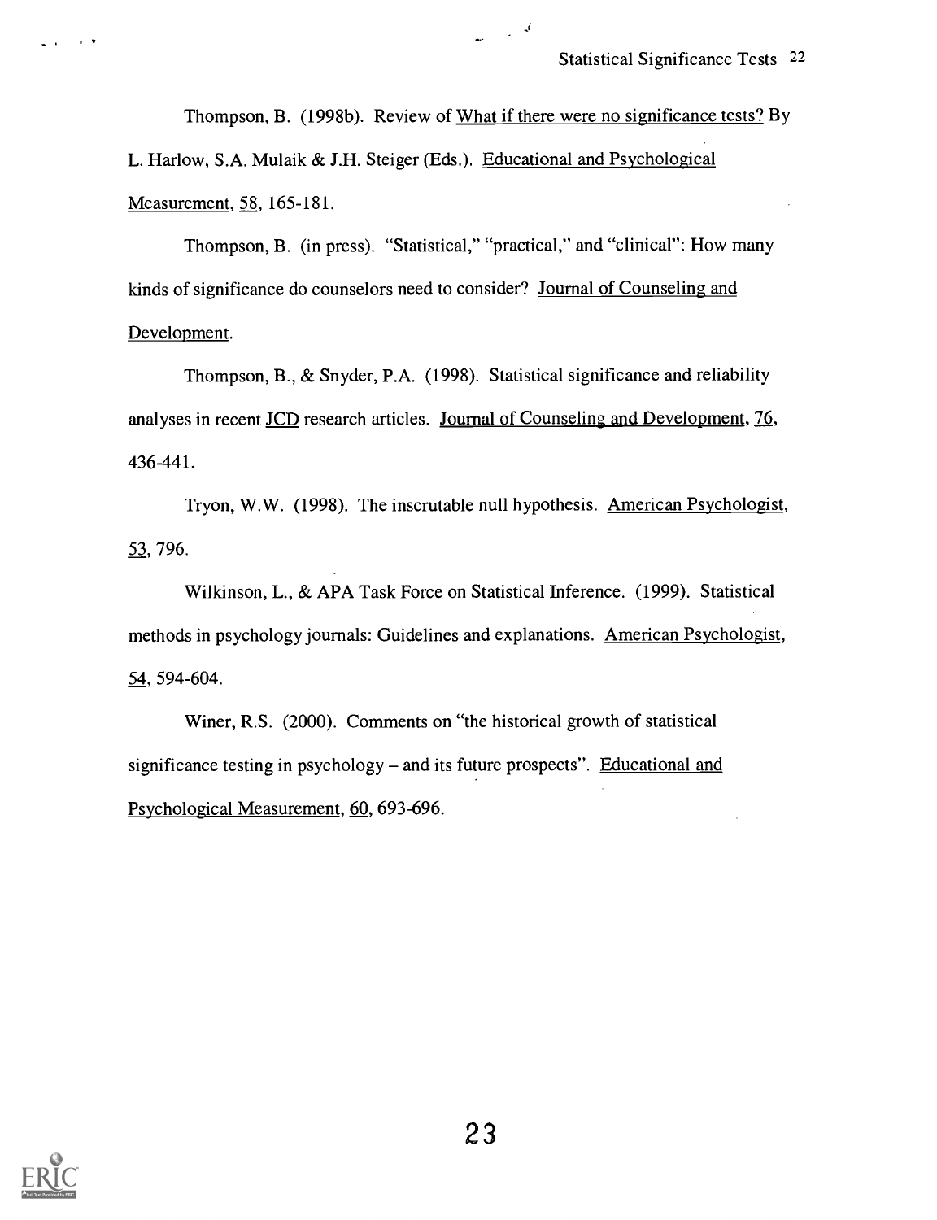Thompson, B. (1998b). Review of What if there were no significance tests? By L. Harlow, S.A. Mulaik & J.H. Steiger (Eds.). Educational and Psychological Measurement, 58, 165-181.

Thompson, B. (in press). "Statistical," "practical," and "clinical": How many kinds of significance do counselors need to consider? Journal of Counseling and Development.

Thompson, B., & Snyder, P.A. (1998). Statistical significance and reliability analyses in recent JCD research articles. Journal of Counseling and Development, 76, 436-441.

Tryon, W.W. (1998). The inscrutable null hypothesis. American Psychologist, 53, 796.

Wilkinson, L., & APA Task Force on Statistical Inference. (1999). Statistical methods in psychology journals: Guidelines and explanations. American Psychologist, 54, 594-604.

Winer, R.S. (2000). Comments on "the historical growth of statistical significance testing in psychology – and its future prospects". Educational and Psychological Measurement, 60, 693-696.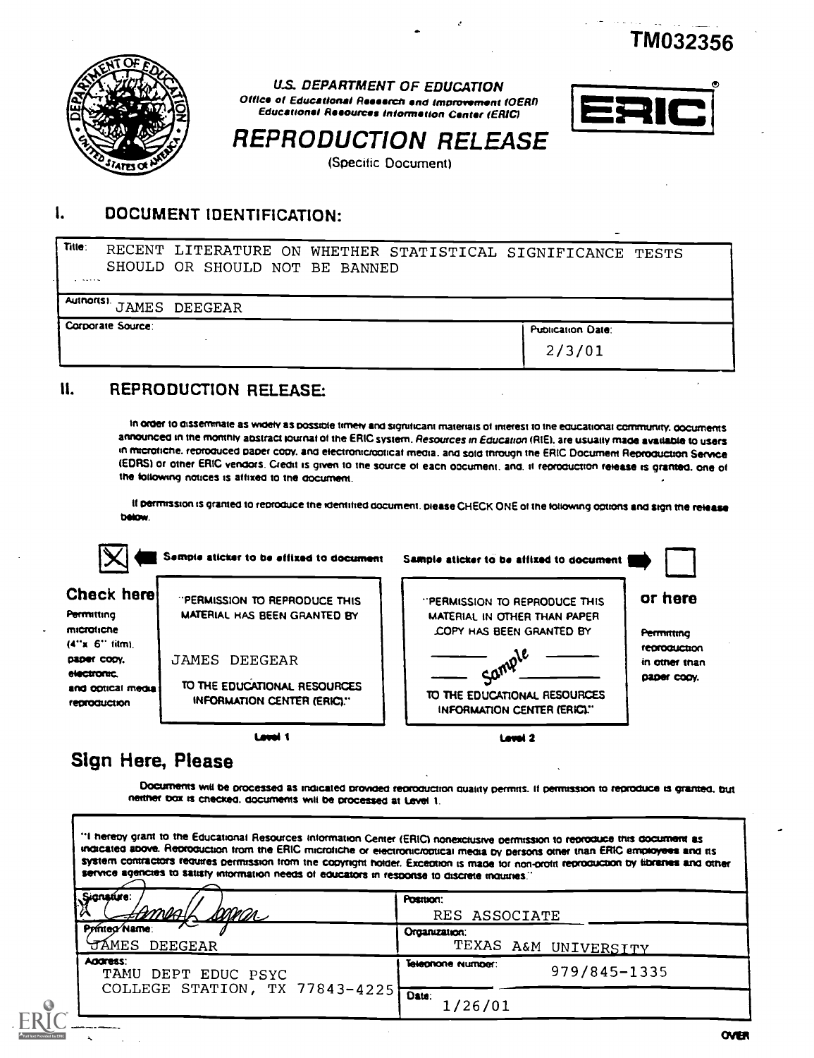TM032356

U.S. DEPARTMENT OF EDUCATION
Office of Educational Research and Improvement (OERI)
Educational Resources Information Center (ERIC)

# REPRODUCTION RELEASE

(Specific Document)

## I. DOCUMENT IDENTIFICATION:

| | |
|---|---|
| Title: RECENT LITERATURE ON WHETHER STATISTICAL SIGNIFICANCE TESTS SHOULD OR SHOULD NOT BE BANNED | |
| Author(s): JAMES DEEGEAR | |
| Corporate Source: | Publication Date: 2/3/01 |

## II. REPRODUCTION RELEASE:

In order to disseminate as widely as possible timely and significant materials of interest to the educational community, documents announced in the monthly abstract journal of the ERIC system, *Resources in Education* (RIE), are usually made available to users in microfiche, reproduced paper copy, and electronic/optical media, and sold through the ERIC Document Reproduction Service (EDRS) or other ERIC vendors. Credit is given to the source of each document, and, if reproduction release is granted, one of the following notices is affixed to the document.

If permission is granted to reproduce the identified document, please CHECK ONE of the following options and sign the release below.

[X] Sample sticker to be affixed to document

**Check here**
Permitting microfiche (4"x 6" film), paper copy, electronic, and optical media reproduction

"PERMISSION TO REPRODUCE THIS MATERIAL HAS BEEN GRANTED BY

JAMES DEEGEAR

TO THE EDUCATIONAL RESOURCES INFORMATION CENTER (ERIC)."

Level 1

Sample sticker to be affixed to document [ ]

"PERMISSION TO REPRODUCE THIS MATERIAL IN OTHER THAN PAPER COPY HAS BEEN GRANTED BY

Sample

TO THE EDUCATIONAL RESOURCES INFORMATION CENTER (ERIC)."

Level 2

**or here**
Permitting reproduction in other than paper copy.

## Sign Here, Please

Documents will be processed as indicated provided reproduction quality permits. If permission to reproduce is granted, but neither box is checked, documents will be processed at Level 1.

"I hereby grant to the Educational Resources Information Center (ERIC) nonexclusive permission to reproduce this document as indicated above. Reproduction from the ERIC microfiche or electronic/optical media by persons other than ERIC employees and its system contractors requires permission from the copyright holder. Exception is made for non-profit reproduction by libraries and other service agencies to satisfy information needs of educators in response to discrete inquiries."

| | |
|---|---|
| Signature: James Deegear | Position: RES ASSOCIATE |
| Printed Name: JAMES DEEGEAR | Organization: TEXAS A&M UNIVERSITY |
| Address: TAMU DEPT EDUC PSYC COLLEGE STATION, TX 77843-4225 | Telephone Number: 979/845-1335 |
| | Date: 1/26/01 |

OVER